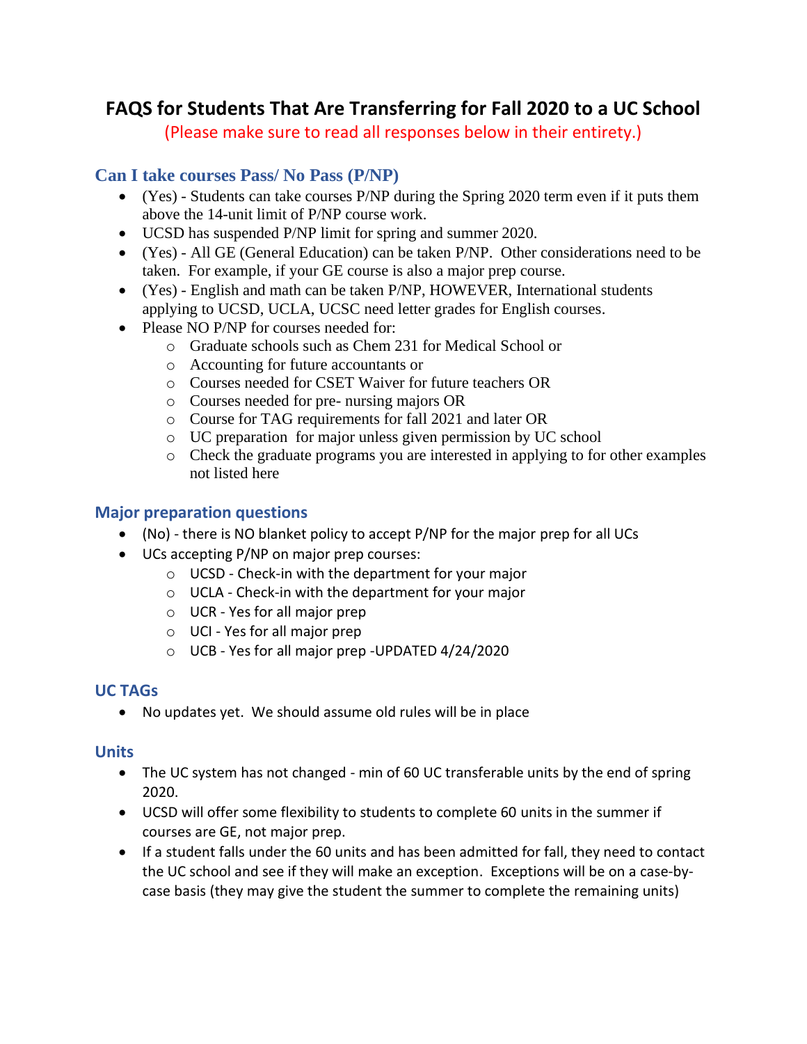# FAQS for Students That Are Transferring for Fall 2020 to a UC School

(Please make sure to read all responses below in their entirety.)

## Can I take courses Pass/ No Pass (P/NP)

- (Yes) - Students can take courses P/NP during the Spring 2020 term even if it puts them above the 14-unit limit of P/NP course work.
- UCSD has suspended P/NP limit for spring and summer 2020.
- (Yes) - All GE (General Education) can be taken P/NP. Other considerations need to be taken. For example, if your GE course is also a major prep course.
- (Yes) - English and math can be taken P/NP, HOWEVER, International students applying to UCSD, UCLA, UCSC need letter grades for English courses.
- Please NO P/NP for courses needed for:
  - Graduate schools such as Chem 231 for Medical School or
  - Accounting for future accountants or
  - Courses needed for CSET Waiver for future teachers OR
  - Courses needed for pre- nursing majors OR
  - Course for TAG requirements for fall 2021 and later OR
  - UC preparation for major unless given permission by UC school
  - Check the graduate programs you are interested in applying to for other examples not listed here

## Major preparation questions

- (No) - there is NO blanket policy to accept P/NP for the major prep for all UCs
- UCs accepting P/NP on major prep courses:
  - UCSD - Check-in with the department for your major
  - UCLA - Check-in with the department for your major
  - UCR - Yes for all major prep
  - UCI - Yes for all major prep
  - UCB - Yes for all major prep -UPDATED 4/24/2020

## UC TAGs

- No updates yet. We should assume old rules will be in place

## Units

- The UC system has not changed - min of 60 UC transferable units by the end of spring 2020.
- UCSD will offer some flexibility to students to complete 60 units in the summer if courses are GE, not major prep.
- If a student falls under the 60 units and has been admitted for fall, they need to contact the UC school and see if they will make an exception. Exceptions will be on a case-by-case basis (they may give the student the summer to complete the remaining units)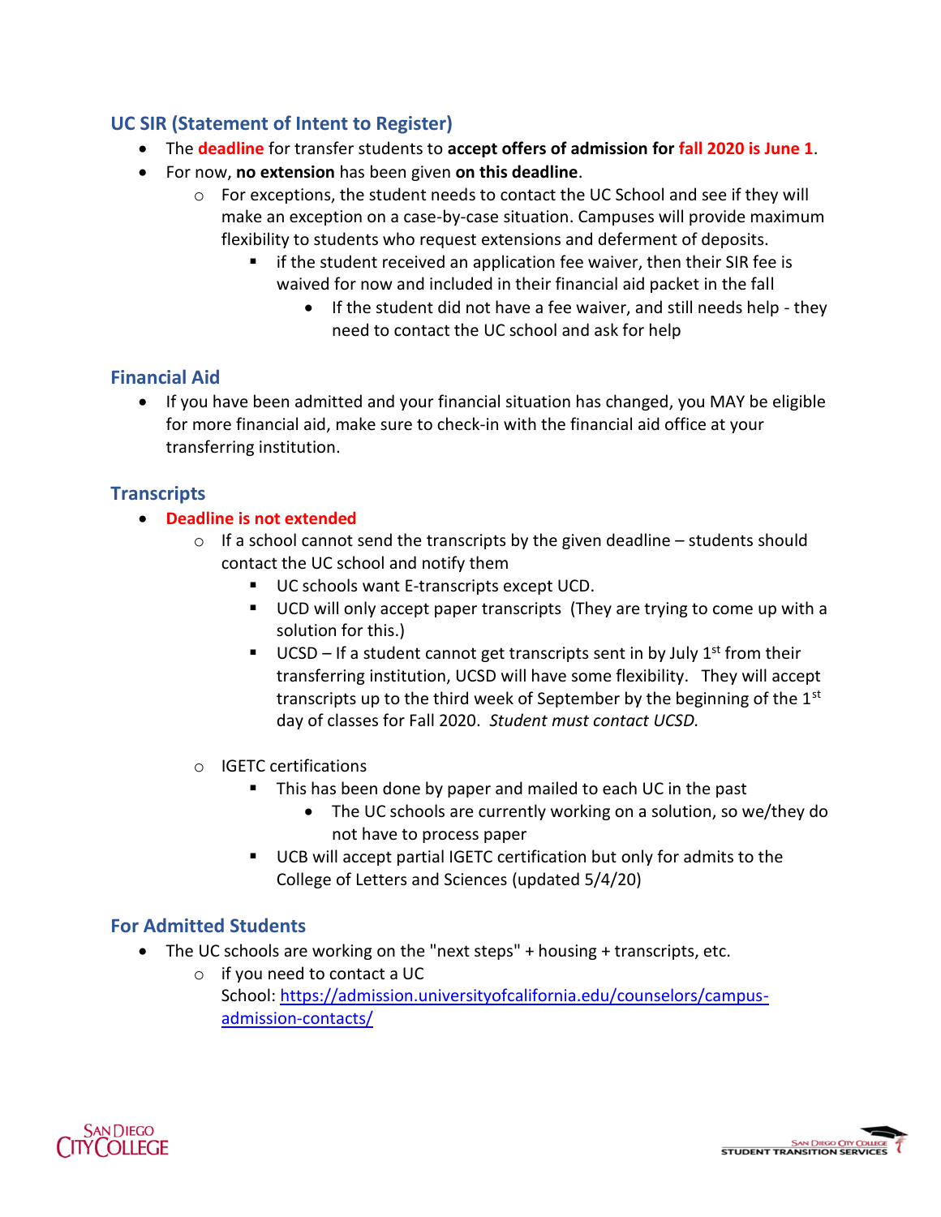## UC SIR (Statement of Intent to Register)

- The **deadline** for transfer students to **accept offers of admission for fall 2020 is June 1**.
- For now, **no extension** has been given **on this deadline**.
  - For exceptions, the student needs to contact the UC School and see if they will make an exception on a case-by-case situation. Campuses will provide maximum flexibility to students who request extensions and deferment of deposits.
    - if the student received an application fee waiver, then their SIR fee is waived for now and included in their financial aid packet in the fall
      - If the student did not have a fee waiver, and still needs help - they need to contact the UC school and ask for help

## Financial Aid

- If you have been admitted and your financial situation has changed, you MAY be eligible for more financial aid, make sure to check-in with the financial aid office at your transferring institution.

## Transcripts

- **Deadline is not extended**
  - If a school cannot send the transcripts by the given deadline – students should contact the UC school and notify them
    - UC schools want E-transcripts except UCD.
    - UCD will only accept paper transcripts (They are trying to come up with a solution for this.)
    - UCSD – If a student cannot get transcripts sent in by July 1st from their transferring institution, UCSD will have some flexibility. They will accept transcripts up to the third week of September by the beginning of the 1st day of classes for Fall 2020. *Student must contact UCSD.*
  - IGETC certifications
    - This has been done by paper and mailed to each UC in the past
      - The UC schools are currently working on a solution, so we/they do not have to process paper
    - UCB will accept partial IGETC certification but only for admits to the College of Letters and Sciences (updated 5/4/20)

## For Admitted Students

- The UC schools are working on the "next steps" + housing + transcripts, etc.
  - if you need to contact a UC School: [https://admission.universityofcalifornia.edu/counselors/campus-admission-contacts/](https://admission.universityofcalifornia.edu/counselors/campus-admission-contacts/)